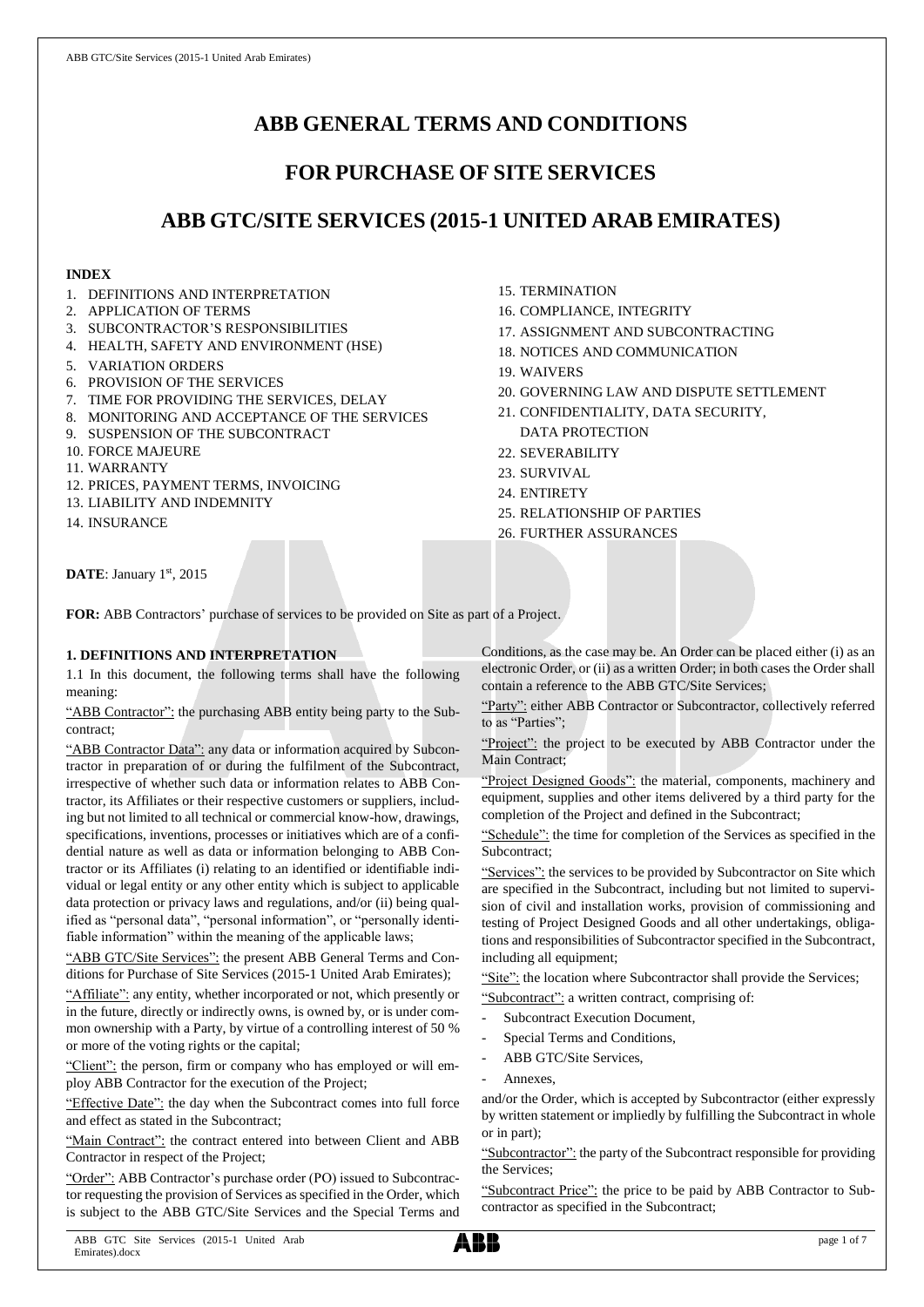# ABB GENERAL TERMS AND CONDITIONS

# FOR PURCHASE OF SITE SERVICES

# ABB GTC/SITE SERVICES (2015-1 UNITED ARAB EMIRATES)

**INDEX**

1. DEFINITIONS AND INTERPRETATION
2. APPLICATION OF TERMS
3. SUBCONTRACTOR'S RESPONSIBILITIES
4. HEALTH, SAFETY AND ENVIRONMENT (HSE)
5. VARIATION ORDERS
6. PROVISION OF THE SERVICES
7. TIME FOR PROVIDING THE SERVICES, DELAY
8. MONITORING AND ACCEPTANCE OF THE SERVICES
9. SUSPENSION OF THE SUBCONTRACT
10. FORCE MAJEURE
11. WARRANTY
12. PRICES, PAYMENT TERMS, INVOICING
13. LIABILITY AND INDEMNITY
14. INSURANCE
15. TERMINATION
16. COMPLIANCE, INTEGRITY
17. ASSIGNMENT AND SUBCONTRACTING
18. NOTICES AND COMMUNICATION
19. WAIVERS
20. GOVERNING LAW AND DISPUTE SETTLEMENT
21. CONFIDENTIALITY, DATA SECURITY, DATA PROTECTION
22. SEVERABILITY
23. SURVIVAL
24. ENTIRETY
25. RELATIONSHIP OF PARTIES
26. FURTHER ASSURANCES

**DATE**: January 1st, 2015

**FOR:** ABB Contractors' purchase of services to be provided on Site as part of a Project.

**1. DEFINITIONS AND INTERPRETATION**

1.1 In this document, the following terms shall have the following meaning:

"ABB Contractor": the purchasing ABB entity being party to the Subcontract;

"ABB Contractor Data": any data or information acquired by Subcontractor in preparation of or during the fulfilment of the Subcontract, irrespective of whether such data or information relates to ABB Contractor, its Affiliates or their respective customers or suppliers, including but not limited to all technical or commercial know-how, drawings, specifications, inventions, processes or initiatives which are of a confidential nature as well as data or information belonging to ABB Contractor or its Affiliates (i) relating to an identified or identifiable individual or legal entity or any other entity which is subject to applicable data protection or privacy laws and regulations, and/or (ii) being qualified as "personal data", "personal information", or "personally identifiable information" within the meaning of the applicable laws;

"ABB GTC/Site Services": the present ABB General Terms and Conditions for Purchase of Site Services (2015-1 United Arab Emirates);

"Affiliate": any entity, whether incorporated or not, which presently or in the future, directly or indirectly owns, is owned by, or is under common ownership with a Party, by virtue of a controlling interest of 50 % or more of the voting rights or the capital;

"Client": the person, firm or company who has employed or will employ ABB Contractor for the execution of the Project;

"Effective Date": the day when the Subcontract comes into full force and effect as stated in the Subcontract;

"Main Contract": the contract entered into between Client and ABB Contractor in respect of the Project;

"Order": ABB Contractor's purchase order (PO) issued to Subcontractor requesting the provision of Services as specified in the Order, which is subject to the ABB GTC/Site Services and the Special Terms and Conditions, as the case may be. An Order can be placed either (i) as an electronic Order, or (ii) as a written Order; in both cases the Order shall contain a reference to the ABB GTC/Site Services;

"Party": either ABB Contractor or Subcontractor, collectively referred to as "Parties";

"Project": the project to be executed by ABB Contractor under the Main Contract;

"Project Designed Goods": the material, components, machinery and equipment, supplies and other items delivered by a third party for the completion of the Project and defined in the Subcontract;

"Schedule": the time for completion of the Services as specified in the Subcontract;

"Services": the services to be provided by Subcontractor on Site which are specified in the Subcontract, including but not limited to supervision of civil and installation works, provision of commissioning and testing of Project Designed Goods and all other undertakings, obligations and responsibilities of Subcontractor specified in the Subcontract, including all equipment;

"Site": the location where Subcontractor shall provide the Services;

"Subcontract": a written contract, comprising of:

- Subcontract Execution Document,
- Special Terms and Conditions,
- ABB GTC/Site Services,
- Annexes,

and/or the Order, which is accepted by Subcontractor (either expressly by written statement or impliedly by fulfilling the Subcontract in whole or in part);

"Subcontractor": the party of the Subcontract responsible for providing the Services;

"Subcontract Price": the price to be paid by ABB Contractor to Subcontractor as specified in the Subcontract;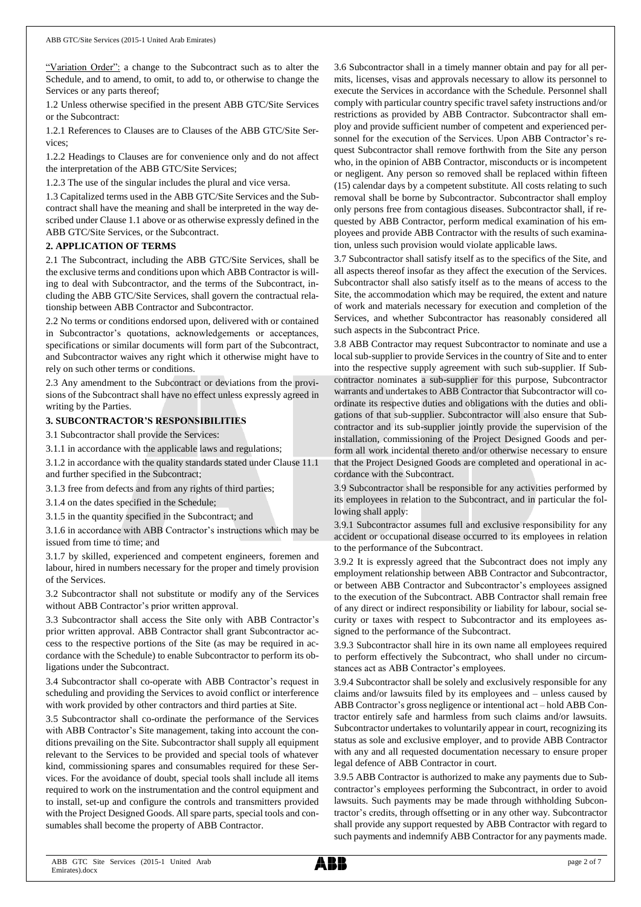"Variation Order": a change to the Subcontract such as to alter the Schedule, and to amend, to omit, to add to, or otherwise to change the Services or any parts thereof;

1.2 Unless otherwise specified in the present ABB GTC/Site Services or the Subcontract:

1.2.1 References to Clauses are to Clauses of the ABB GTC/Site Services;

1.2.2 Headings to Clauses are for convenience only and do not affect the interpretation of the ABB GTC/Site Services;

1.2.3 The use of the singular includes the plural and vice versa.

1.3 Capitalized terms used in the ABB GTC/Site Services and the Subcontract shall have the meaning and shall be interpreted in the way described under Clause 1.1 above or as otherwise expressly defined in the ABB GTC/Site Services, or the Subcontract.

**2. APPLICATION OF TERMS**

2.1 The Subcontract, including the ABB GTC/Site Services, shall be the exclusive terms and conditions upon which ABB Contractor is willing to deal with Subcontractor, and the terms of the Subcontract, including the ABB GTC/Site Services, shall govern the contractual relationship between ABB Contractor and Subcontractor.

2.2 No terms or conditions endorsed upon, delivered with or contained in Subcontractor's quotations, acknowledgements or acceptances, specifications or similar documents will form part of the Subcontract, and Subcontractor waives any right which it otherwise might have to rely on such other terms or conditions.

2.3 Any amendment to the Subcontract or deviations from the provisions of the Subcontract shall have no effect unless expressly agreed in writing by the Parties.

**3. SUBCONTRACTOR'S RESPONSIBILITIES**

3.1 Subcontractor shall provide the Services:

3.1.1 in accordance with the applicable laws and regulations;

3.1.2 in accordance with the quality standards stated under Clause 11.1 and further specified in the Subcontract;

3.1.3 free from defects and from any rights of third parties;

3.1.4 on the dates specified in the Schedule;

3.1.5 in the quantity specified in the Subcontract; and

3.1.6 in accordance with ABB Contractor's instructions which may be issued from time to time; and

3.1.7 by skilled, experienced and competent engineers, foremen and labour, hired in numbers necessary for the proper and timely provision of the Services.

3.2 Subcontractor shall not substitute or modify any of the Services without ABB Contractor's prior written approval.

3.3 Subcontractor shall access the Site only with ABB Contractor's prior written approval. ABB Contractor shall grant Subcontractor access to the respective portions of the Site (as may be required in accordance with the Schedule) to enable Subcontractor to perform its obligations under the Subcontract.

3.4 Subcontractor shall co-operate with ABB Contractor's request in scheduling and providing the Services to avoid conflict or interference with work provided by other contractors and third parties at Site.

3.5 Subcontractor shall co-ordinate the performance of the Services with ABB Contractor's Site management, taking into account the conditions prevailing on the Site. Subcontractor shall supply all equipment relevant to the Services to be provided and special tools of whatever kind, commissioning spares and consumables required for these Services. For the avoidance of doubt, special tools shall include all items required to work on the instrumentation and the control equipment and to install, set-up and configure the controls and transmitters provided with the Project Designed Goods. All spare parts, special tools and consumables shall become the property of ABB Contractor.

3.6 Subcontractor shall in a timely manner obtain and pay for all permits, licenses, visas and approvals necessary to allow its personnel to execute the Services in accordance with the Schedule. Personnel shall comply with particular country specific travel safety instructions and/or restrictions as provided by ABB Contractor. Subcontractor shall employ and provide sufficient number of competent and experienced personnel for the execution of the Services. Upon ABB Contractor's request Subcontractor shall remove forthwith from the Site any person who, in the opinion of ABB Contractor, misconducts or is incompetent or negligent. Any person so removed shall be replaced within fifteen (15) calendar days by a competent substitute. All costs relating to such removal shall be borne by Subcontractor. Subcontractor shall employ only persons free from contagious diseases. Subcontractor shall, if requested by ABB Contractor, perform medical examination of his employees and provide ABB Contractor with the results of such examination, unless such provision would violate applicable laws.

3.7 Subcontractor shall satisfy itself as to the specifics of the Site, and all aspects thereof insofar as they affect the execution of the Services. Subcontractor shall also satisfy itself as to the means of access to the Site, the accommodation which may be required, the extent and nature of work and materials necessary for execution and completion of the Services, and whether Subcontractor has reasonably considered all such aspects in the Subcontract Price.

3.8 ABB Contractor may request Subcontractor to nominate and use a local sub-supplier to provide Services in the country of Site and to enter into the respective supply agreement with such sub-supplier. If Subcontractor nominates a sub-supplier for this purpose, Subcontractor warrants and undertakes to ABB Contractor that Subcontractor will coordinate its respective duties and obligations with the duties and obligations of that sub-supplier. Subcontractor will also ensure that Subcontractor and its sub-supplier jointly provide the supervision of the installation, commissioning of the Project Designed Goods and perform all work incidental thereto and/or otherwise necessary to ensure that the Project Designed Goods are completed and operational in accordance with the Subcontract.

3.9 Subcontractor shall be responsible for any activities performed by its employees in relation to the Subcontract, and in particular the following shall apply:

3.9.1 Subcontractor assumes full and exclusive responsibility for any accident or occupational disease occurred to its employees in relation to the performance of the Subcontract.

3.9.2 It is expressly agreed that the Subcontract does not imply any employment relationship between ABB Contractor and Subcontractor, or between ABB Contractor and Subcontractor's employees assigned to the execution of the Subcontract. ABB Contractor shall remain free of any direct or indirect responsibility or liability for labour, social security or taxes with respect to Subcontractor and its employees assigned to the performance of the Subcontract.

3.9.3 Subcontractor shall hire in its own name all employees required to perform effectively the Subcontract, who shall under no circumstances act as ABB Contractor's employees.

3.9.4 Subcontractor shall be solely and exclusively responsible for any claims and/or lawsuits filed by its employees and – unless caused by ABB Contractor's gross negligence or intentional act – hold ABB Contractor entirely safe and harmless from such claims and/or lawsuits. Subcontractor undertakes to voluntarily appear in court, recognizing its status as sole and exclusive employer, and to provide ABB Contractor with any and all requested documentation necessary to ensure proper legal defence of ABB Contractor in court.

3.9.5 ABB Contractor is authorized to make any payments due to Subcontractor's employees performing the Subcontract, in order to avoid lawsuits. Such payments may be made through withholding Subcontractor's credits, through offsetting or in any other way. Subcontractor shall provide any support requested by ABB Contractor with regard to such payments and indemnify ABB Contractor for any payments made.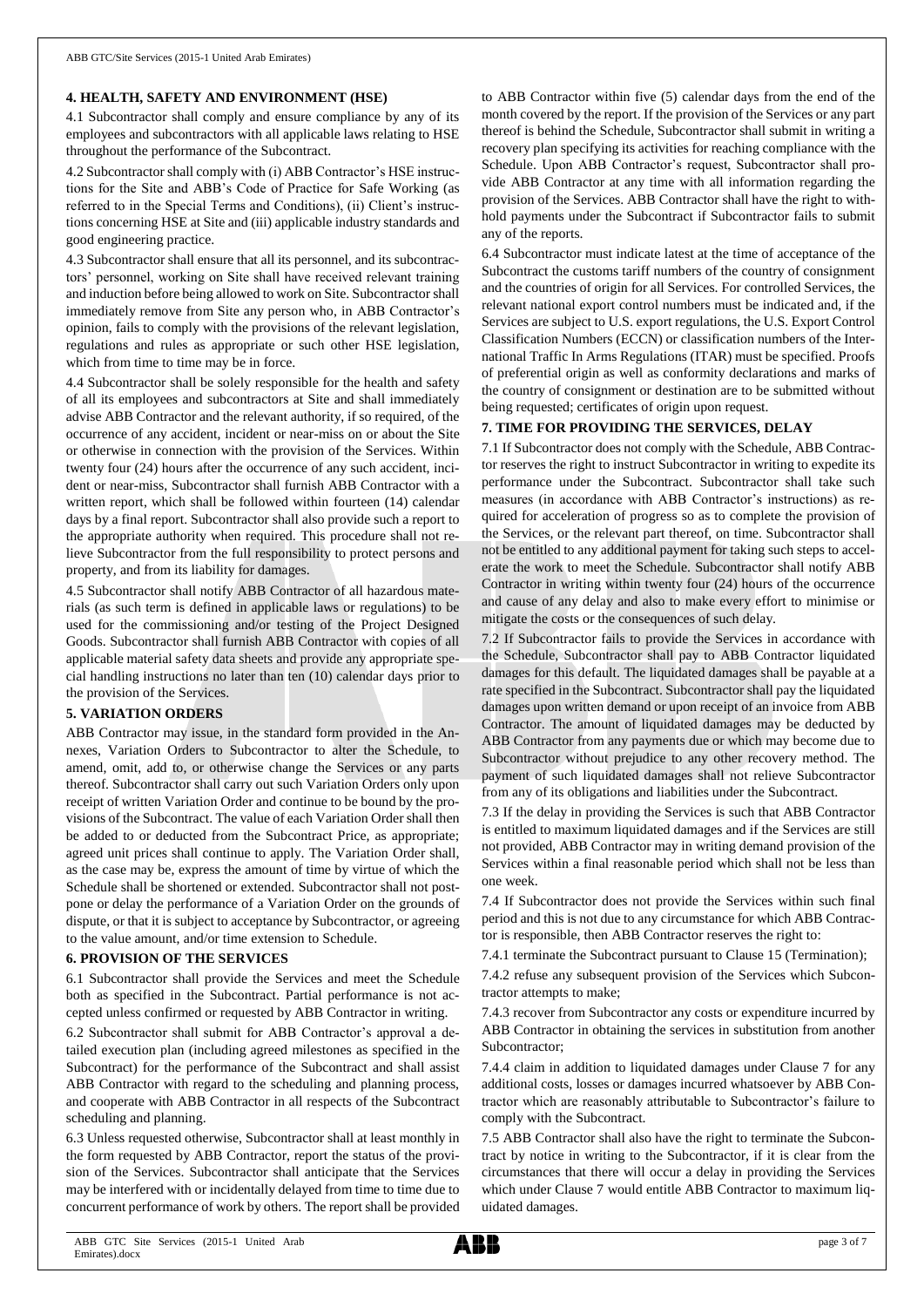## 4. HEALTH, SAFETY AND ENVIRONMENT (HSE)

4.1 Subcontractor shall comply and ensure compliance by any of its employees and subcontractors with all applicable laws relating to HSE throughout the performance of the Subcontract.

4.2 Subcontractor shall comply with (i) ABB Contractor's HSE instructions for the Site and ABB's Code of Practice for Safe Working (as referred to in the Special Terms and Conditions), (ii) Client's instructions concerning HSE at Site and (iii) applicable industry standards and good engineering practice.

4.3 Subcontractor shall ensure that all its personnel, and its subcontractors' personnel, working on Site shall have received relevant training and induction before being allowed to work on Site. Subcontractor shall immediately remove from Site any person who, in ABB Contractor's opinion, fails to comply with the provisions of the relevant legislation, regulations and rules as appropriate or such other HSE legislation, which from time to time may be in force.

4.4 Subcontractor shall be solely responsible for the health and safety of all its employees and subcontractors at Site and shall immediately advise ABB Contractor and the relevant authority, if so required, of the occurrence of any accident, incident or near-miss on or about the Site or otherwise in connection with the provision of the Services. Within twenty four (24) hours after the occurrence of any such accident, incident or near-miss, Subcontractor shall furnish ABB Contractor with a written report, which shall be followed within fourteen (14) calendar days by a final report. Subcontractor shall also provide such a report to the appropriate authority when required. This procedure shall not relieve Subcontractor from the full responsibility to protect persons and property, and from its liability for damages.

4.5 Subcontractor shall notify ABB Contractor of all hazardous materials (as such term is defined in applicable laws or regulations) to be used for the commissioning and/or testing of the Project Designed Goods. Subcontractor shall furnish ABB Contractor with copies of all applicable material safety data sheets and provide any appropriate special handling instructions no later than ten (10) calendar days prior to the provision of the Services.

## 5. VARIATION ORDERS

ABB Contractor may issue, in the standard form provided in the Annexes, Variation Orders to Subcontractor to alter the Schedule, to amend, omit, add to, or otherwise change the Services or any parts thereof. Subcontractor shall carry out such Variation Orders only upon receipt of written Variation Order and continue to be bound by the provisions of the Subcontract. The value of each Variation Order shall then be added to or deducted from the Subcontract Price, as appropriate; agreed unit prices shall continue to apply. The Variation Order shall, as the case may be, express the amount of time by virtue of which the Schedule shall be shortened or extended. Subcontractor shall not postpone or delay the performance of a Variation Order on the grounds of dispute, or that it is subject to acceptance by Subcontractor, or agreeing to the value amount, and/or time extension to Schedule.

## 6. PROVISION OF THE SERVICES

6.1 Subcontractor shall provide the Services and meet the Schedule both as specified in the Subcontract. Partial performance is not accepted unless confirmed or requested by ABB Contractor in writing.

6.2 Subcontractor shall submit for ABB Contractor's approval a detailed execution plan (including agreed milestones as specified in the Subcontract) for the performance of the Subcontract and shall assist ABB Contractor with regard to the scheduling and planning process, and cooperate with ABB Contractor in all respects of the Subcontract scheduling and planning.

6.3 Unless requested otherwise, Subcontractor shall at least monthly in the form requested by ABB Contractor, report the status of the provision of the Services. Subcontractor shall anticipate that the Services may be interfered with or incidentally delayed from time to time due to concurrent performance of work by others. The report shall be provided to ABB Contractor within five (5) calendar days from the end of the month covered by the report. If the provision of the Services or any part thereof is behind the Schedule, Subcontractor shall submit in writing a recovery plan specifying its activities for reaching compliance with the Schedule. Upon ABB Contractor's request, Subcontractor shall provide ABB Contractor at any time with all information regarding the provision of the Services. ABB Contractor shall have the right to withhold payments under the Subcontract if Subcontractor fails to submit any of the reports.

6.4 Subcontractor must indicate latest at the time of acceptance of the Subcontract the customs tariff numbers of the country of consignment and the countries of origin for all Services. For controlled Services, the relevant national export control numbers must be indicated and, if the Services are subject to U.S. export regulations, the U.S. Export Control Classification Numbers (ECCN) or classification numbers of the International Traffic In Arms Regulations (ITAR) must be specified. Proofs of preferential origin as well as conformity declarations and marks of the country of consignment or destination are to be submitted without being requested; certificates of origin upon request.

## 7. TIME FOR PROVIDING THE SERVICES, DELAY

7.1 If Subcontractor does not comply with the Schedule, ABB Contractor reserves the right to instruct Subcontractor in writing to expedite its performance under the Subcontract. Subcontractor shall take such measures (in accordance with ABB Contractor's instructions) as required for acceleration of progress so as to complete the provision of the Services, or the relevant part thereof, on time. Subcontractor shall not be entitled to any additional payment for taking such steps to accelerate the work to meet the Schedule. Subcontractor shall notify ABB Contractor in writing within twenty four (24) hours of the occurrence and cause of any delay and also to make every effort to minimise or mitigate the costs or the consequences of such delay.

7.2 If Subcontractor fails to provide the Services in accordance with the Schedule, Subcontractor shall pay to ABB Contractor liquidated damages for this default. The liquidated damages shall be payable at a rate specified in the Subcontract. Subcontractor shall pay the liquidated damages upon written demand or upon receipt of an invoice from ABB Contractor. The amount of liquidated damages may be deducted by ABB Contractor from any payments due or which may become due to Subcontractor without prejudice to any other recovery method. The payment of such liquidated damages shall not relieve Subcontractor from any of its obligations and liabilities under the Subcontract.

7.3 If the delay in providing the Services is such that ABB Contractor is entitled to maximum liquidated damages and if the Services are still not provided, ABB Contractor may in writing demand provision of the Services within a final reasonable period which shall not be less than one week.

7.4 If Subcontractor does not provide the Services within such final period and this is not due to any circumstance for which ABB Contractor is responsible, then ABB Contractor reserves the right to:

7.4.1 terminate the Subcontract pursuant to Clause 15 (Termination);

7.4.2 refuse any subsequent provision of the Services which Subcontractor attempts to make;

7.4.3 recover from Subcontractor any costs or expenditure incurred by ABB Contractor in obtaining the services in substitution from another Subcontractor;

7.4.4 claim in addition to liquidated damages under Clause 7 for any additional costs, losses or damages incurred whatsoever by ABB Contractor which are reasonably attributable to Subcontractor's failure to comply with the Subcontract.

7.5 ABB Contractor shall also have the right to terminate the Subcontract by notice in writing to the Subcontractor, if it is clear from the circumstances that there will occur a delay in providing the Services which under Clause 7 would entitle ABB Contractor to maximum liquidated damages.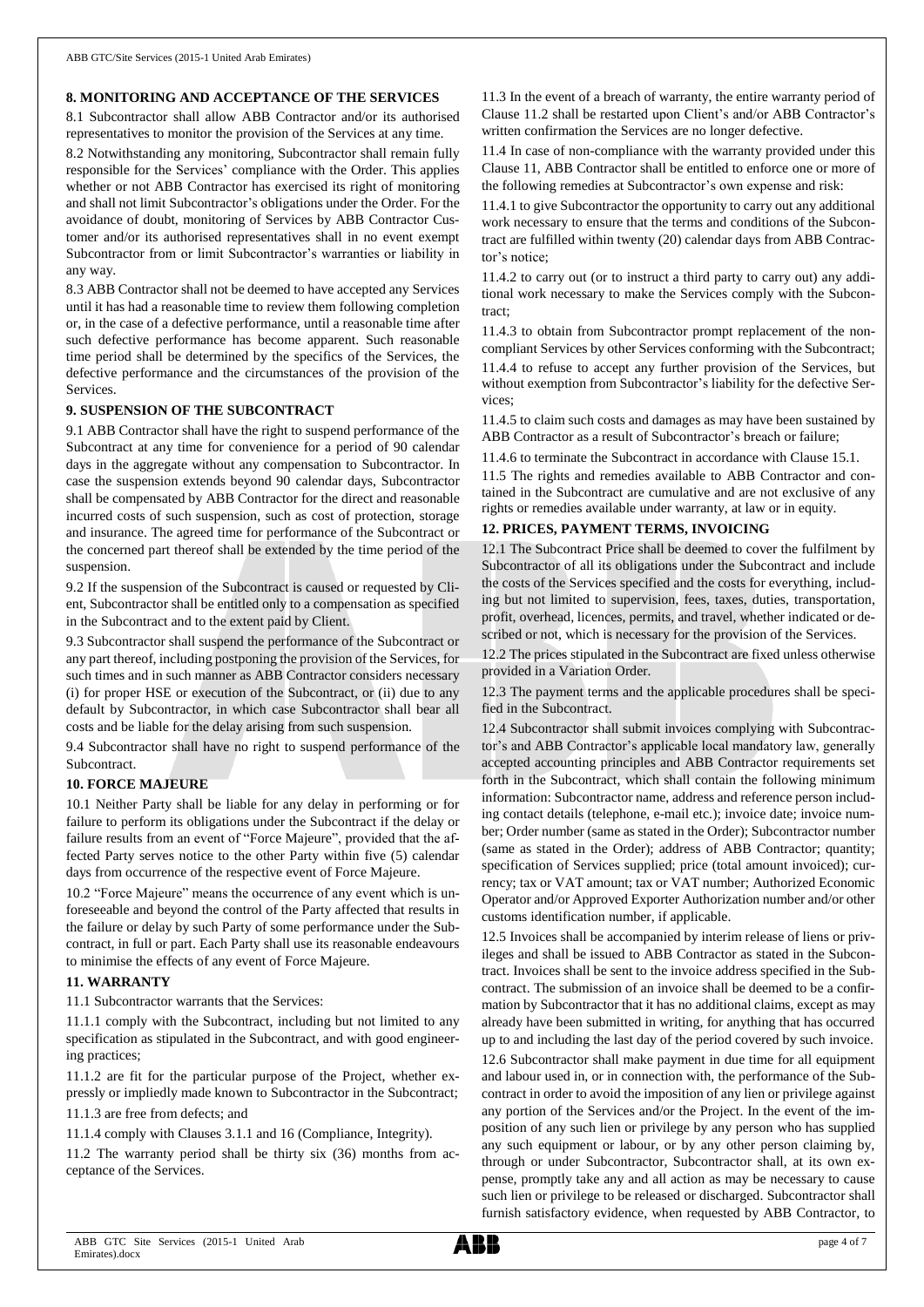## 8. MONITORING AND ACCEPTANCE OF THE SERVICES

8.1 Subcontractor shall allow ABB Contractor and/or its authorised representatives to monitor the provision of the Services at any time.

8.2 Notwithstanding any monitoring, Subcontractor shall remain fully responsible for the Services' compliance with the Order. This applies whether or not ABB Contractor has exercised its right of monitoring and shall not limit Subcontractor's obligations under the Order. For the avoidance of doubt, monitoring of Services by ABB Contractor Customer and/or its authorised representatives shall in no event exempt Subcontractor from or limit Subcontractor's warranties or liability in any way.

8.3 ABB Contractor shall not be deemed to have accepted any Services until it has had a reasonable time to review them following completion or, in the case of a defective performance, until a reasonable time after such defective performance has become apparent. Such reasonable time period shall be determined by the specifics of the Services, the defective performance and the circumstances of the provision of the Services.

## 9. SUSPENSION OF THE SUBCONTRACT

9.1 ABB Contractor shall have the right to suspend performance of the Subcontract at any time for convenience for a period of 90 calendar days in the aggregate without any compensation to Subcontractor. In case the suspension extends beyond 90 calendar days, Subcontractor shall be compensated by ABB Contractor for the direct and reasonable incurred costs of such suspension, such as cost of protection, storage and insurance. The agreed time for performance of the Subcontract or the concerned part thereof shall be extended by the time period of the suspension.

9.2 If the suspension of the Subcontract is caused or requested by Client, Subcontractor shall be entitled only to a compensation as specified in the Subcontract and to the extent paid by Client.

9.3 Subcontractor shall suspend the performance of the Subcontract or any part thereof, including postponing the provision of the Services, for such times and in such manner as ABB Contractor considers necessary (i) for proper HSE or execution of the Subcontract, or (ii) due to any default by Subcontractor, in which case Subcontractor shall bear all costs and be liable for the delay arising from such suspension.

9.4 Subcontractor shall have no right to suspend performance of the Subcontract.

## 10. FORCE MAJEURE

10.1 Neither Party shall be liable for any delay in performing or for failure to perform its obligations under the Subcontract if the delay or failure results from an event of "Force Majeure", provided that the affected Party serves notice to the other Party within five (5) calendar days from occurrence of the respective event of Force Majeure.

10.2 "Force Majeure" means the occurrence of any event which is unforeseeable and beyond the control of the Party affected that results in the failure or delay by such Party of some performance under the Subcontract, in full or part. Each Party shall use its reasonable endeavours to minimise the effects of any event of Force Majeure.

## 11. WARRANTY

11.1 Subcontractor warrants that the Services:

11.1.1 comply with the Subcontract, including but not limited to any specification as stipulated in the Subcontract, and with good engineering practices;

11.1.2 are fit for the particular purpose of the Project, whether expressly or impliedly made known to Subcontractor in the Subcontract;

11.1.3 are free from defects; and

11.1.4 comply with Clauses 3.1.1 and 16 (Compliance, Integrity).

11.2 The warranty period shall be thirty six (36) months from acceptance of the Services.

11.3 In the event of a breach of warranty, the entire warranty period of Clause 11.2 shall be restarted upon Client's and/or ABB Contractor's written confirmation the Services are no longer defective.

11.4 In case of non-compliance with the warranty provided under this Clause 11, ABB Contractor shall be entitled to enforce one or more of the following remedies at Subcontractor's own expense and risk:

11.4.1 to give Subcontractor the opportunity to carry out any additional work necessary to ensure that the terms and conditions of the Subcontract are fulfilled within twenty (20) calendar days from ABB Contractor's notice;

11.4.2 to carry out (or to instruct a third party to carry out) any additional work necessary to make the Services comply with the Subcontract;

11.4.3 to obtain from Subcontractor prompt replacement of the non-compliant Services by other Services conforming with the Subcontract;

11.4.4 to refuse to accept any further provision of the Services, but without exemption from Subcontractor's liability for the defective Services;

11.4.5 to claim such costs and damages as may have been sustained by ABB Contractor as a result of Subcontractor's breach or failure;

11.4.6 to terminate the Subcontract in accordance with Clause 15.1.

11.5 The rights and remedies available to ABB Contractor and contained in the Subcontract are cumulative and are not exclusive of any rights or remedies available under warranty, at law or in equity.

## 12. PRICES, PAYMENT TERMS, INVOICING

12.1 The Subcontract Price shall be deemed to cover the fulfilment by Subcontractor of all its obligations under the Subcontract and include the costs of the Services specified and the costs for everything, including but not limited to supervision, fees, taxes, duties, transportation, profit, overhead, licences, permits, and travel, whether indicated or described or not, which is necessary for the provision of the Services.

12.2 The prices stipulated in the Subcontract are fixed unless otherwise provided in a Variation Order.

12.3 The payment terms and the applicable procedures shall be specified in the Subcontract.

12.4 Subcontractor shall submit invoices complying with Subcontractor's and ABB Contractor's applicable local mandatory law, generally accepted accounting principles and ABB Contractor requirements set forth in the Subcontract, which shall contain the following minimum information: Subcontractor name, address and reference person including contact details (telephone, e-mail etc.); invoice date; invoice number; Order number (same as stated in the Order); Subcontractor number (same as stated in the Order); address of ABB Contractor; quantity; specification of Services supplied; price (total amount invoiced); currency; tax or VAT amount; tax or VAT number; Authorized Economic Operator and/or Approved Exporter Authorization number and/or other customs identification number, if applicable.

12.5 Invoices shall be accompanied by interim release of liens or privileges and shall be issued to ABB Contractor as stated in the Subcontract. Invoices shall be sent to the invoice address specified in the Subcontract. The submission of an invoice shall be deemed to be a confirmation by Subcontractor that it has no additional claims, except as may already have been submitted in writing, for anything that has occurred up to and including the last day of the period covered by such invoice.

12.6 Subcontractor shall make payment in due time for all equipment and labour used in, or in connection with, the performance of the Subcontract in order to avoid the imposition of any lien or privilege against any portion of the Services and/or the Project. In the event of the imposition of any such lien or privilege by any person who has supplied any such equipment or labour, or by any other person claiming by, through or under Subcontractor, Subcontractor shall, at its own expense, promptly take any and all action as may be necessary to cause such lien or privilege to be released or discharged. Subcontractor shall furnish satisfactory evidence, when requested by ABB Contractor, to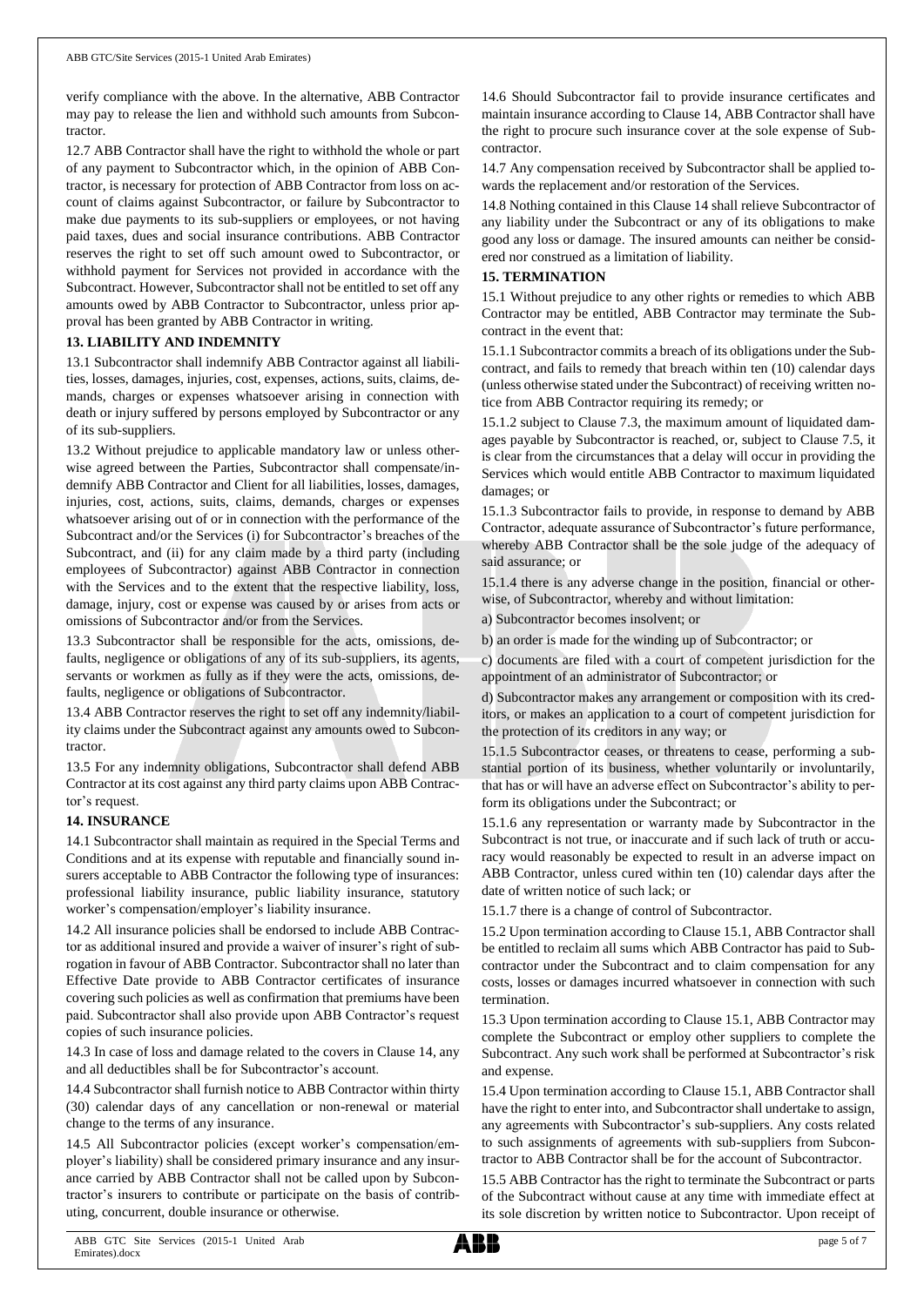verify compliance with the above. In the alternative, ABB Contractor may pay to release the lien and withhold such amounts from Subcontractor.

12.7 ABB Contractor shall have the right to withhold the whole or part of any payment to Subcontractor which, in the opinion of ABB Contractor, is necessary for protection of ABB Contractor from loss on account of claims against Subcontractor, or failure by Subcontractor to make due payments to its sub-suppliers or employees, or not having paid taxes, dues and social insurance contributions. ABB Contractor reserves the right to set off such amount owed to Subcontractor, or withhold payment for Services not provided in accordance with the Subcontract. However, Subcontractor shall not be entitled to set off any amounts owed by ABB Contractor to Subcontractor, unless prior approval has been granted by ABB Contractor in writing.

**13. LIABILITY AND INDEMNITY**

13.1 Subcontractor shall indemnify ABB Contractor against all liabilities, losses, damages, injuries, cost, expenses, actions, suits, claims, demands, charges or expenses whatsoever arising in connection with death or injury suffered by persons employed by Subcontractor or any of its sub-suppliers.

13.2 Without prejudice to applicable mandatory law or unless otherwise agreed between the Parties, Subcontractor shall compensate/indemnify ABB Contractor and Client for all liabilities, losses, damages, injuries, cost, actions, suits, claims, demands, charges or expenses whatsoever arising out of or in connection with the performance of the Subcontract and/or the Services (i) for Subcontractor's breaches of the Subcontract, and (ii) for any claim made by a third party (including employees of Subcontractor) against ABB Contractor in connection with the Services and to the extent that the respective liability, loss, damage, injury, cost or expense was caused by or arises from acts or omissions of Subcontractor and/or from the Services.

13.3 Subcontractor shall be responsible for the acts, omissions, defaults, negligence or obligations of any of its sub-suppliers, its agents, servants or workmen as fully as if they were the acts, omissions, defaults, negligence or obligations of Subcontractor.

13.4 ABB Contractor reserves the right to set off any indemnity/liability claims under the Subcontract against any amounts owed to Subcontractor.

13.5 For any indemnity obligations, Subcontractor shall defend ABB Contractor at its cost against any third party claims upon ABB Contractor's request.

**14. INSURANCE**

14.1 Subcontractor shall maintain as required in the Special Terms and Conditions and at its expense with reputable and financially sound insurers acceptable to ABB Contractor the following type of insurances: professional liability insurance, public liability insurance, statutory worker's compensation/employer's liability insurance.

14.2 All insurance policies shall be endorsed to include ABB Contractor as additional insured and provide a waiver of insurer's right of subrogation in favour of ABB Contractor. Subcontractor shall no later than Effective Date provide to ABB Contractor certificates of insurance covering such policies as well as confirmation that premiums have been paid. Subcontractor shall also provide upon ABB Contractor's request copies of such insurance policies.

14.3 In case of loss and damage related to the covers in Clause 14, any and all deductibles shall be for Subcontractor's account.

14.4 Subcontractor shall furnish notice to ABB Contractor within thirty (30) calendar days of any cancellation or non-renewal or material change to the terms of any insurance.

14.5 All Subcontractor policies (except worker's compensation/employer's liability) shall be considered primary insurance and any insurance carried by ABB Contractor shall not be called upon by Subcontractor's insurers to contribute or participate on the basis of contributing, concurrent, double insurance or otherwise.

14.6 Should Subcontractor fail to provide insurance certificates and maintain insurance according to Clause 14, ABB Contractor shall have the right to procure such insurance cover at the sole expense of Subcontractor.

14.7 Any compensation received by Subcontractor shall be applied towards the replacement and/or restoration of the Services.

14.8 Nothing contained in this Clause 14 shall relieve Subcontractor of any liability under the Subcontract or any of its obligations to make good any loss or damage. The insured amounts can neither be considered nor construed as a limitation of liability.

**15. TERMINATION**

15.1 Without prejudice to any other rights or remedies to which ABB Contractor may be entitled, ABB Contractor may terminate the Subcontract in the event that:

15.1.1 Subcontractor commits a breach of its obligations under the Subcontract, and fails to remedy that breach within ten (10) calendar days (unless otherwise stated under the Subcontract) of receiving written notice from ABB Contractor requiring its remedy; or

15.1.2 subject to Clause 7.3, the maximum amount of liquidated damages payable by Subcontractor is reached, or, subject to Clause 7.5, it is clear from the circumstances that a delay will occur in providing the Services which would entitle ABB Contractor to maximum liquidated damages; or

15.1.3 Subcontractor fails to provide, in response to demand by ABB Contractor, adequate assurance of Subcontractor's future performance, whereby ABB Contractor shall be the sole judge of the adequacy of said assurance; or

15.1.4 there is any adverse change in the position, financial or otherwise, of Subcontractor, whereby and without limitation:

a) Subcontractor becomes insolvent; or

b) an order is made for the winding up of Subcontractor; or

c) documents are filed with a court of competent jurisdiction for the appointment of an administrator of Subcontractor; or

d) Subcontractor makes any arrangement or composition with its creditors, or makes an application to a court of competent jurisdiction for the protection of its creditors in any way; or

15.1.5 Subcontractor ceases, or threatens to cease, performing a substantial portion of its business, whether voluntarily or involuntarily, that has or will have an adverse effect on Subcontractor's ability to perform its obligations under the Subcontract; or

15.1.6 any representation or warranty made by Subcontractor in the Subcontract is not true, or inaccurate and if such lack of truth or accuracy would reasonably be expected to result in an adverse impact on ABB Contractor, unless cured within ten (10) calendar days after the date of written notice of such lack; or

15.1.7 there is a change of control of Subcontractor.

15.2 Upon termination according to Clause 15.1, ABB Contractor shall be entitled to reclaim all sums which ABB Contractor has paid to Subcontractor under the Subcontract and to claim compensation for any costs, losses or damages incurred whatsoever in connection with such termination.

15.3 Upon termination according to Clause 15.1, ABB Contractor may complete the Subcontract or employ other suppliers to complete the Subcontract. Any such work shall be performed at Subcontractor's risk and expense.

15.4 Upon termination according to Clause 15.1, ABB Contractor shall have the right to enter into, and Subcontractor shall undertake to assign, any agreements with Subcontractor's sub-suppliers. Any costs related to such assignments of agreements with sub-suppliers from Subcontractor to ABB Contractor shall be for the account of Subcontractor.

15.5 ABB Contractor has the right to terminate the Subcontract or parts of the Subcontract without cause at any time with immediate effect at its sole discretion by written notice to Subcontractor. Upon receipt of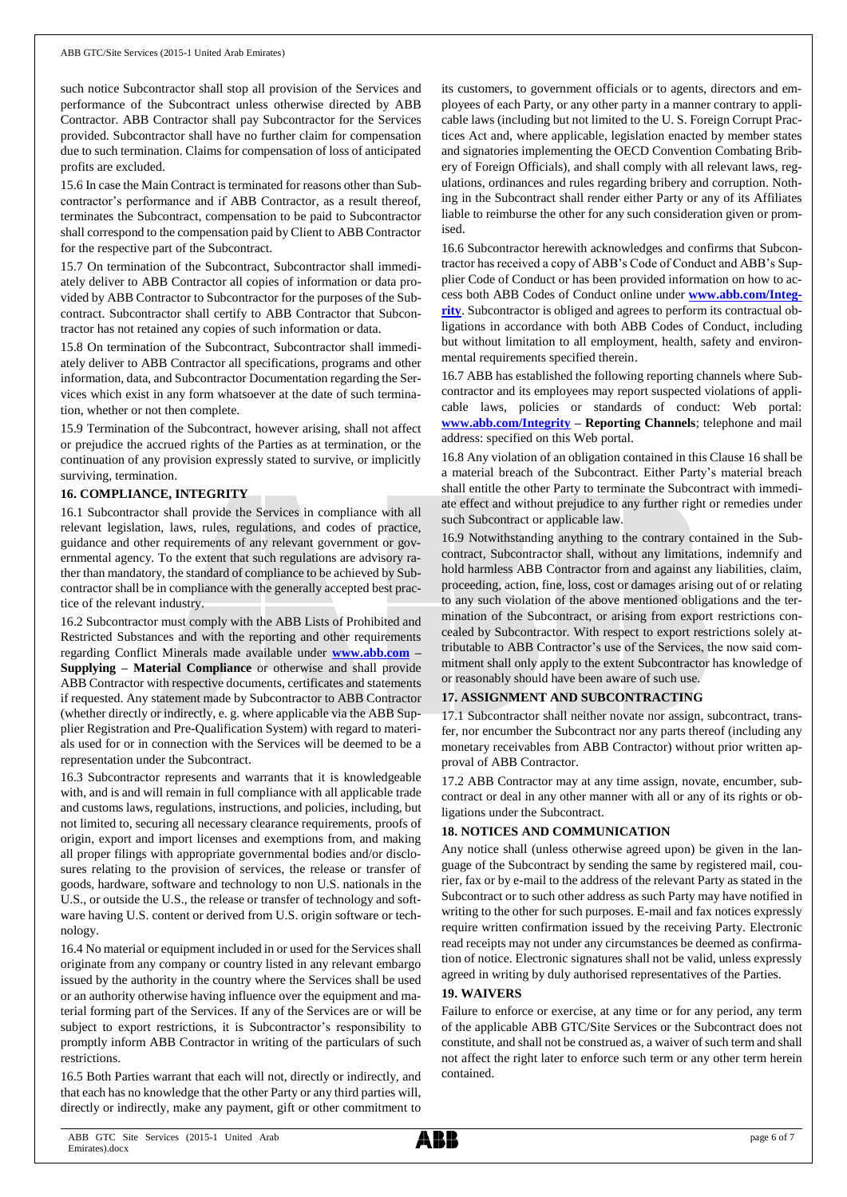such notice Subcontractor shall stop all provision of the Services and performance of the Subcontract unless otherwise directed by ABB Contractor. ABB Contractor shall pay Subcontractor for the Services provided. Subcontractor shall have no further claim for compensation due to such termination. Claims for compensation of loss of anticipated profits are excluded.

15.6 In case the Main Contract is terminated for reasons other than Subcontractor's performance and if ABB Contractor, as a result thereof, terminates the Subcontract, compensation to be paid to Subcontractor shall correspond to the compensation paid by Client to ABB Contractor for the respective part of the Subcontract.

15.7 On termination of the Subcontract, Subcontractor shall immediately deliver to ABB Contractor all copies of information or data provided by ABB Contractor to Subcontractor for the purposes of the Subcontract. Subcontractor shall certify to ABB Contractor that Subcontractor has not retained any copies of such information or data.

15.8 On termination of the Subcontract, Subcontractor shall immediately deliver to ABB Contractor all specifications, programs and other information, data, and Subcontractor Documentation regarding the Services which exist in any form whatsoever at the date of such termination, whether or not then complete.

15.9 Termination of the Subcontract, however arising, shall not affect or prejudice the accrued rights of the Parties as at termination, or the continuation of any provision expressly stated to survive, or implicitly surviving, termination.

## 16. COMPLIANCE, INTEGRITY

16.1 Subcontractor shall provide the Services in compliance with all relevant legislation, laws, rules, regulations, and codes of practice, guidance and other requirements of any relevant government or governmental agency. To the extent that such regulations are advisory rather than mandatory, the standard of compliance to be achieved by Subcontractor shall be in compliance with the generally accepted best practice of the relevant industry.

16.2 Subcontractor must comply with the ABB Lists of Prohibited and Restricted Substances and with the reporting and other requirements regarding Conflict Minerals made available under **www.abb.com – Supplying – Material Compliance** or otherwise and shall provide ABB Contractor with respective documents, certificates and statements if requested. Any statement made by Subcontractor to ABB Contractor (whether directly or indirectly, e. g. where applicable via the ABB Supplier Registration and Pre-Qualification System) with regard to materials used for or in connection with the Services will be deemed to be a representation under the Subcontract.

16.3 Subcontractor represents and warrants that it is knowledgeable with, and is and will remain in full compliance with all applicable trade and customs laws, regulations, instructions, and policies, including, but not limited to, securing all necessary clearance requirements, proofs of origin, export and import licenses and exemptions from, and making all proper filings with appropriate governmental bodies and/or disclosures relating to the provision of services, the release or transfer of goods, hardware, software and technology to non U.S. nationals in the U.S., or outside the U.S., the release or transfer of technology and software having U.S. content or derived from U.S. origin software or technology.

16.4 No material or equipment included in or used for the Services shall originate from any company or country listed in any relevant embargo issued by the authority in the country where the Services shall be used or an authority otherwise having influence over the equipment and material forming part of the Services. If any of the Services are or will be subject to export restrictions, it is Subcontractor's responsibility to promptly inform ABB Contractor in writing of the particulars of such restrictions.

16.5 Both Parties warrant that each will not, directly or indirectly, and that each has no knowledge that the other Party or any third parties will, directly or indirectly, make any payment, gift or other commitment to its customers, to government officials or to agents, directors and employees of each Party, or any other party in a manner contrary to applicable laws (including but not limited to the U. S. Foreign Corrupt Practices Act and, where applicable, legislation enacted by member states and signatories implementing the OECD Convention Combating Bribery of Foreign Officials), and shall comply with all relevant laws, regulations, ordinances and rules regarding bribery and corruption. Nothing in the Subcontract shall render either Party or any of its Affiliates liable to reimburse the other for any such consideration given or promised.

16.6 Subcontractor herewith acknowledges and confirms that Subcontractor has received a copy of ABB's Code of Conduct and ABB's Supplier Code of Conduct or has been provided information on how to access both ABB Codes of Conduct online under **www.abb.com/Integrity**. Subcontractor is obliged and agrees to perform its contractual obligations in accordance with both ABB Codes of Conduct, including but without limitation to all employment, health, safety and environmental requirements specified therein.

16.7 ABB has established the following reporting channels where Subcontractor and its employees may report suspected violations of applicable laws, policies or standards of conduct: Web portal: **www.abb.com/Integrity – Reporting Channels**; telephone and mail address: specified on this Web portal.

16.8 Any violation of an obligation contained in this Clause 16 shall be a material breach of the Subcontract. Either Party's material breach shall entitle the other Party to terminate the Subcontract with immediate effect and without prejudice to any further right or remedies under such Subcontract or applicable law.

16.9 Notwithstanding anything to the contrary contained in the Subcontract, Subcontractor shall, without any limitations, indemnify and hold harmless ABB Contractor from and against any liabilities, claim, proceeding, action, fine, loss, cost or damages arising out of or relating to any such violation of the above mentioned obligations and the termination of the Subcontract, or arising from export restrictions concealed by Subcontractor. With respect to export restrictions solely attributable to ABB Contractor's use of the Services, the now said commitment shall only apply to the extent Subcontractor has knowledge of or reasonably should have been aware of such use.

## 17. ASSIGNMENT AND SUBCONTRACTING

17.1 Subcontractor shall neither novate nor assign, subcontract, transfer, nor encumber the Subcontract nor any parts thereof (including any monetary receivables from ABB Contractor) without prior written approval of ABB Contractor.

17.2 ABB Contractor may at any time assign, novate, encumber, subcontract or deal in any other manner with all or any of its rights or obligations under the Subcontract.

## 18. NOTICES AND COMMUNICATION

Any notice shall (unless otherwise agreed upon) be given in the language of the Subcontract by sending the same by registered mail, courier, fax or by e-mail to the address of the relevant Party as stated in the Subcontract or to such other address as such Party may have notified in writing to the other for such purposes. E-mail and fax notices expressly require written confirmation issued by the receiving Party. Electronic read receipts may not under any circumstances be deemed as confirmation of notice. Electronic signatures shall not be valid, unless expressly agreed in writing by duly authorised representatives of the Parties.

## 19. WAIVERS

Failure to enforce or exercise, at any time or for any period, any term of the applicable ABB GTC/Site Services or the Subcontract does not constitute, and shall not be construed as, a waiver of such term and shall not affect the right later to enforce such term or any other term herein contained.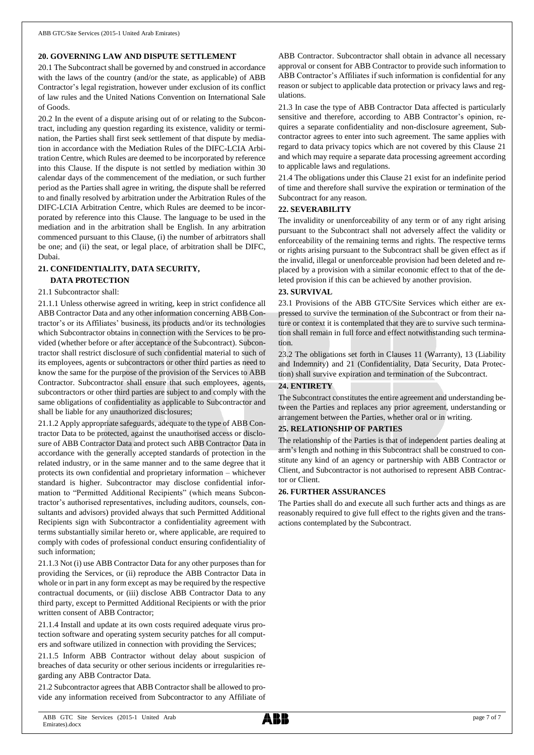## 20. GOVERNING LAW AND DISPUTE SETTLEMENT

20.1 The Subcontract shall be governed by and construed in accordance with the laws of the country (and/or the state, as applicable) of ABB Contractor's legal registration, however under exclusion of its conflict of law rules and the United Nations Convention on International Sale of Goods.

20.2 In the event of a dispute arising out of or relating to the Subcontract, including any question regarding its existence, validity or termination, the Parties shall first seek settlement of that dispute by mediation in accordance with the Mediation Rules of the DIFC-LCIA Arbitration Centre, which Rules are deemed to be incorporated by reference into this Clause. If the dispute is not settled by mediation within 30 calendar days of the commencement of the mediation, or such further period as the Parties shall agree in writing, the dispute shall be referred to and finally resolved by arbitration under the Arbitration Rules of the DIFC-LCIA Arbitration Centre, which Rules are deemed to be incorporated by reference into this Clause. The language to be used in the mediation and in the arbitration shall be English. In any arbitration commenced pursuant to this Clause, (i) the number of arbitrators shall be one; and (ii) the seat, or legal place, of arbitration shall be DIFC, Dubai.

## 21. CONFIDENTIALITY, DATA SECURITY, DATA PROTECTION

21.1 Subcontractor shall:

21.1.1 Unless otherwise agreed in writing, keep in strict confidence all ABB Contractor Data and any other information concerning ABB Contractor's or its Affiliates' business, its products and/or its technologies which Subcontractor obtains in connection with the Services to be provided (whether before or after acceptance of the Subcontract). Subcontractor shall restrict disclosure of such confidential material to such of its employees, agents or subcontractors or other third parties as need to know the same for the purpose of the provision of the Services to ABB Contractor. Subcontractor shall ensure that such employees, agents, subcontractors or other third parties are subject to and comply with the same obligations of confidentiality as applicable to Subcontractor and shall be liable for any unauthorized disclosures;

21.1.2 Apply appropriate safeguards, adequate to the type of ABB Contractor Data to be protected, against the unauthorised access or disclosure of ABB Contractor Data and protect such ABB Contractor Data in accordance with the generally accepted standards of protection in the related industry, or in the same manner and to the same degree that it protects its own confidential and proprietary information – whichever standard is higher. Subcontractor may disclose confidential information to "Permitted Additional Recipients" (which means Subcontractor's authorised representatives, including auditors, counsels, consultants and advisors) provided always that such Permitted Additional Recipients sign with Subcontractor a confidentiality agreement with terms substantially similar hereto or, where applicable, are required to comply with codes of professional conduct ensuring confidentiality of such information;

21.1.3 Not (i) use ABB Contractor Data for any other purposes than for providing the Services, or (ii) reproduce the ABB Contractor Data in whole or in part in any form except as may be required by the respective contractual documents, or (iii) disclose ABB Contractor Data to any third party, except to Permitted Additional Recipients or with the prior written consent of ABB Contractor;

21.1.4 Install and update at its own costs required adequate virus protection software and operating system security patches for all computers and software utilized in connection with providing the Services;

21.1.5 Inform ABB Contractor without delay about suspicion of breaches of data security or other serious incidents or irregularities regarding any ABB Contractor Data.

21.2 Subcontractor agrees that ABB Contractor shall be allowed to provide any information received from Subcontractor to any Affiliate of ABB Contractor. Subcontractor shall obtain in advance all necessary approval or consent for ABB Contractor to provide such information to ABB Contractor's Affiliates if such information is confidential for any reason or subject to applicable data protection or privacy laws and regulations.

21.3 In case the type of ABB Contractor Data affected is particularly sensitive and therefore, according to ABB Contractor's opinion, requires a separate confidentiality and non-disclosure agreement, Subcontractor agrees to enter into such agreement. The same applies with regard to data privacy topics which are not covered by this Clause 21 and which may require a separate data processing agreement according to applicable laws and regulations.

21.4 The obligations under this Clause 21 exist for an indefinite period of time and therefore shall survive the expiration or termination of the Subcontract for any reason.

## 22. SEVERABILITY

The invalidity or unenforceability of any term or of any right arising pursuant to the Subcontract shall not adversely affect the validity or enforceability of the remaining terms and rights. The respective terms or rights arising pursuant to the Subcontract shall be given effect as if the invalid, illegal or unenforceable provision had been deleted and replaced by a provision with a similar economic effect to that of the deleted provision if this can be achieved by another provision.

## 23. SURVIVAL

23.1 Provisions of the ABB GTC/Site Services which either are expressed to survive the termination of the Subcontract or from their nature or context it is contemplated that they are to survive such termination shall remain in full force and effect notwithstanding such termination.

23.2 The obligations set forth in Clauses 11 (Warranty), 13 (Liability and Indemnity) and 21 (Confidentiality, Data Security, Data Protection) shall survive expiration and termination of the Subcontract.

## 24. ENTIRETY

The Subcontract constitutes the entire agreement and understanding between the Parties and replaces any prior agreement, understanding or arrangement between the Parties, whether oral or in writing.

## 25. RELATIONSHIP OF PARTIES

The relationship of the Parties is that of independent parties dealing at arm's length and nothing in this Subcontract shall be construed to constitute any kind of an agency or partnership with ABB Contractor or Client, and Subcontractor is not authorised to represent ABB Contractor or Client.

## 26. FURTHER ASSURANCES

The Parties shall do and execute all such further acts and things as are reasonably required to give full effect to the rights given and the transactions contemplated by the Subcontract.